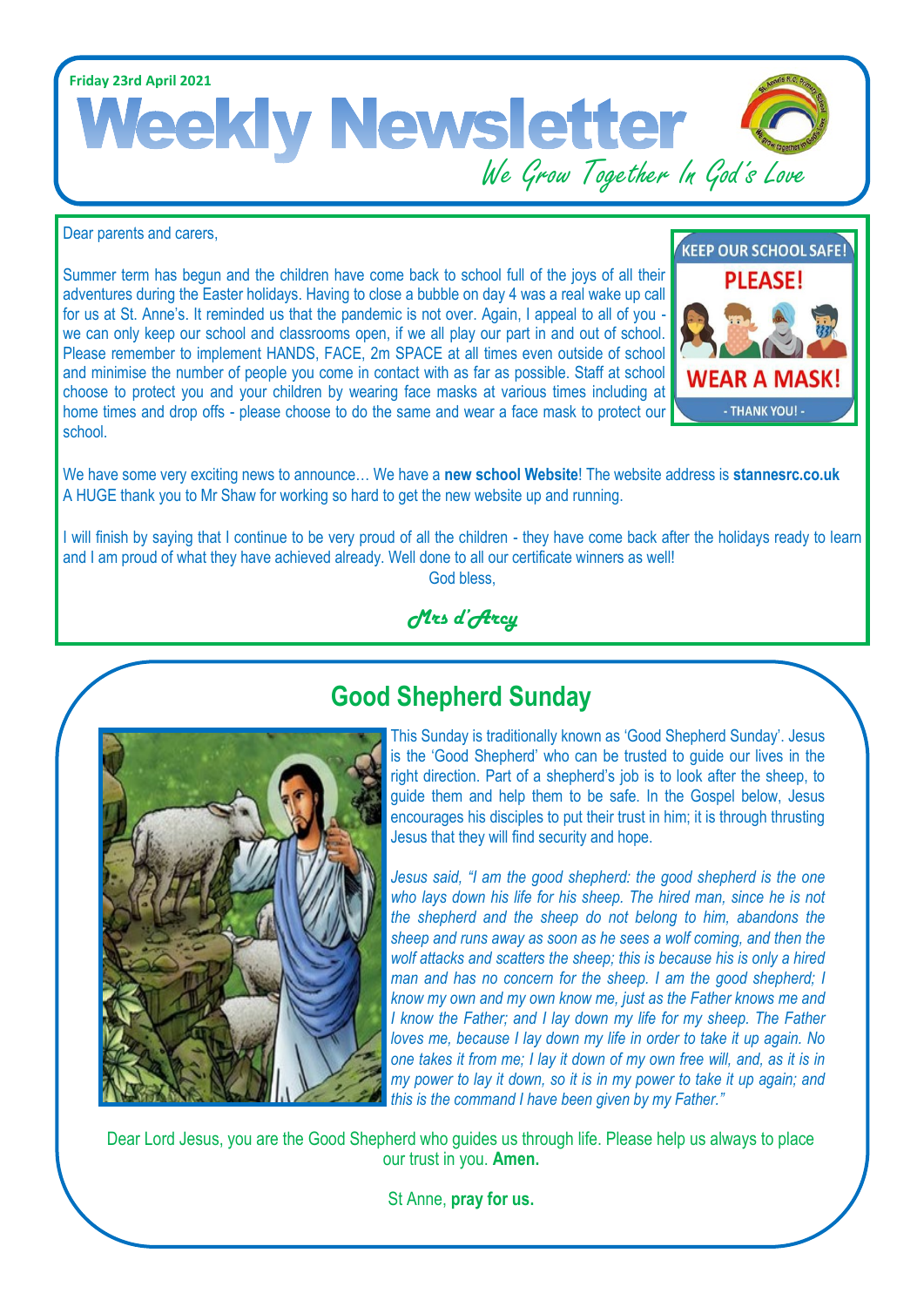Friday 23rd April 2021

# Weekly Newsletter

We Grow Together In God's Love

Dear parents and carers,

Summer term has begun and the children have come back to school full of the joys of all their adventures during the Easter holidays. Having to close a bubble on day 4 was a real wake up call for us at St. Anne's. It reminded us that the pandemic is not over. Again, I appeal to all of you - we can only keep our school and classrooms open, if we all play our part in and out of school. Please remember to implement HANDS, FACE, 2m SPACE at all times even outside of school and minimise the number of people you come in contact with as far as possible. Staff at school choose to protect you and your children by wearing face masks at various times including at home times and drop offs - please choose to do the same and wear a face mask to protect our school.

KEEP OUR SCHOOL SAFE! PLEASE! WEAR A MASK! - THANK YOU! -

We have some very exciting news to announce… We have a **new school Website**! The website address is **stannesrc.co.uk**
A HUGE thank you to Mr Shaw for working so hard to get the new website up and running.

I will finish by saying that I continue to be very proud of all the children - they have come back after the holidays ready to learn and I am proud of what they have achieved already. Well done to all our certificate winners as well!

God bless,

*Mrs d'Arcy*

## Good Shepherd Sunday

This Sunday is traditionally known as 'Good Shepherd Sunday'. Jesus is the 'Good Shepherd' who can be trusted to guide our lives in the right direction. Part of a shepherd's job is to look after the sheep, to guide them and help them to be safe. In the Gospel below, Jesus encourages his disciples to put their trust in him; it is through thrusting Jesus that they will find security and hope.

*Jesus said, "I am the good shepherd: the good shepherd is the one who lays down his life for his sheep. The hired man, since he is not the shepherd and the sheep do not belong to him, abandons the sheep and runs away as soon as he sees a wolf coming, and then the wolf attacks and scatters the sheep; this is because his is only a hired man and has no concern for the sheep. I am the good shepherd; I know my own and my own know me, just as the Father knows me and I know the Father; and I lay down my life for my sheep. The Father loves me, because I lay down my life in order to take it up again. No one takes it from me; I lay it down of my own free will, and, as it is in my power to lay it down, so it is in my power to take it up again; and this is the command I have been given by my Father."*

Dear Lord Jesus, you are the Good Shepherd who guides us through life. Please help us always to place our trust in you. **Amen.**

St Anne, **pray for us.**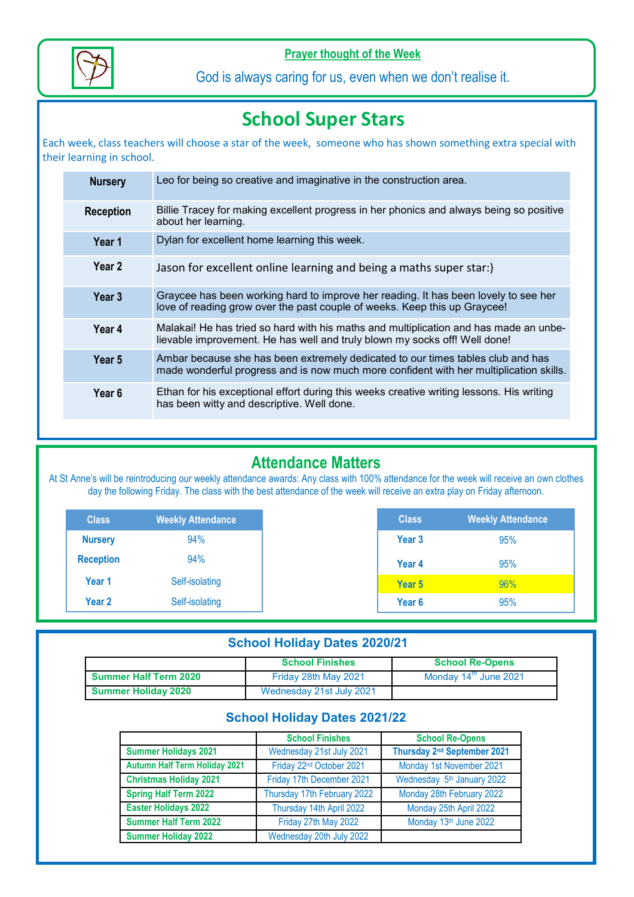**Prayer thought of the Week**

God is always caring for us, even when we don't realise it.

# School Super Stars

Each week, class teachers will choose a star of the week, someone who has shown something extra special with their learning in school.

| | |
|---|---|
| **Nursery** | Leo for being so creative and imaginative in the construction area. |
| **Reception** | Billie Tracey for making excellent progress in her phonics and always being so positive about her learning. |
| **Year 1** | Dylan for excellent home learning this week. |
| **Year 2** | Jason for excellent online learning and being a maths super star:) |
| **Year 3** | Graycee has been working hard to improve her reading. It has been lovely to see her love of reading grow over the past couple of weeks. Keep this up Graycee! |
| **Year 4** | Malakai! He has tried so hard with his maths and multiplication and has made an unbelievable improvement. He has well and truly blown my socks off! Well done! |
| **Year 5** | Ambar because she has been extremely dedicated to our times tables club and has made wonderful progress and is now much more confident with her multiplication skills. |
| **Year 6** | Ethan for his exceptional effort during this weeks creative writing lessons. His writing has been witty and descriptive. Well done. |

## Attendance Matters

At St Anne's will be reintroducing our weekly attendance awards: Any class with 100% attendance for the week will receive an own clothes day the following Friday. The class with the best attendance of the week will receive an extra play on Friday afternoon.

| Class | Weekly Attendance |
|---|---|
| Nursery | 94% |
| Reception | 94% |
| Year 1 | Self-isolating |
| Year 2 | Self-isolating |

| Class | Weekly Attendance |
|---|---|
| Year 3 | 95% |
| Year 4 | 95% |
| Year 5 | 96% |
| Year 6 | 95% |

### School Holiday Dates 2020/21

| | School Finishes | School Re-Opens |
|---|---|---|
| **Summer Half Term 2020** | Friday 28th May 2021 | Monday 14th June 2021 |
| **Summer Holiday 2020** | Wednesday 21st July 2021 | |

### School Holiday Dates 2021/22

| | School Finishes | School Re-Opens |
|---|---|---|
| **Summer Holidays 2021** | Wednesday 21st July 2021 | **Thursday 2nd September 2021** |
| **Autumn Half Term Holiday 2021** | Friday 22nd October 2021 | Monday 1st November 2021 |
| **Christmas Holiday 2021** | Friday 17th December 2021 | Wednesday 5th January 2022 |
| **Spring Half Term 2022** | Thursday 17th February 2022 | Monday 28th February 2022 |
| **Easter Holidays 2022** | Thursday 14th April 2022 | Monday 25th April 2022 |
| **Summer Half Term 2022** | Friday 27th May 2022 | Monday 13th June 2022 |
| **Summer Holiday 2022** | Wednesday 20th July 2022 | |